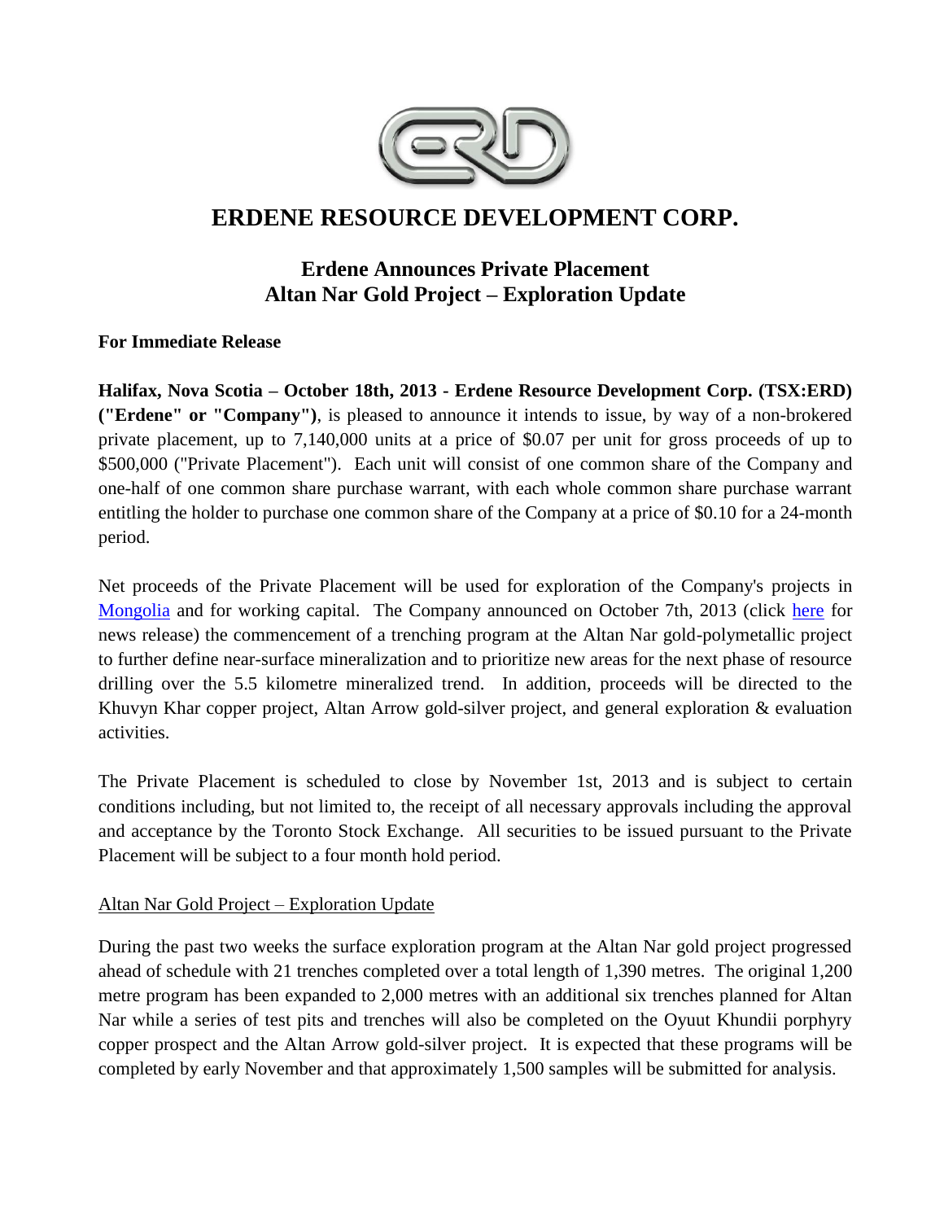# ERDENE RESOURCE DEVELOPMENT CORP.

## Erdene Announces Private Placement
## Altan Nar Gold Project – Exploration Update

**For Immediate Release**

**Halifax, Nova Scotia – October 18th, 2013 - Erdene Resource Development Corp. (TSX:ERD) ("Erdene" or "Company")**, is pleased to announce it intends to issue, by way of a non-brokered private placement, up to 7,140,000 units at a price of $0.07 per unit for gross proceeds of up to $500,000 ("Private Placement"). Each unit will consist of one common share of the Company and one-half of one common share purchase warrant, with each whole common share purchase warrant entitling the holder to purchase one common share of the Company at a price of $0.10 for a 24-month period.

Net proceeds of the Private Placement will be used for exploration of the Company's projects in Mongolia and for working capital. The Company announced on October 7th, 2013 (click here for news release) the commencement of a trenching program at the Altan Nar gold-polymetallic project to further define near-surface mineralization and to prioritize new areas for the next phase of resource drilling over the 5.5 kilometre mineralized trend. In addition, proceeds will be directed to the Khuvyn Khar copper project, Altan Arrow gold-silver project, and general exploration & evaluation activities.

The Private Placement is scheduled to close by November 1st, 2013 and is subject to certain conditions including, but not limited to, the receipt of all necessary approvals including the approval and acceptance by the Toronto Stock Exchange. All securities to be issued pursuant to the Private Placement will be subject to a four month hold period.

Altan Nar Gold Project – Exploration Update

During the past two weeks the surface exploration program at the Altan Nar gold project progressed ahead of schedule with 21 trenches completed over a total length of 1,390 metres. The original 1,200 metre program has been expanded to 2,000 metres with an additional six trenches planned for Altan Nar while a series of test pits and trenches will also be completed on the Oyuut Khundii porphyry copper prospect and the Altan Arrow gold-silver project. It is expected that these programs will be completed by early November and that approximately 1,500 samples will be submitted for analysis.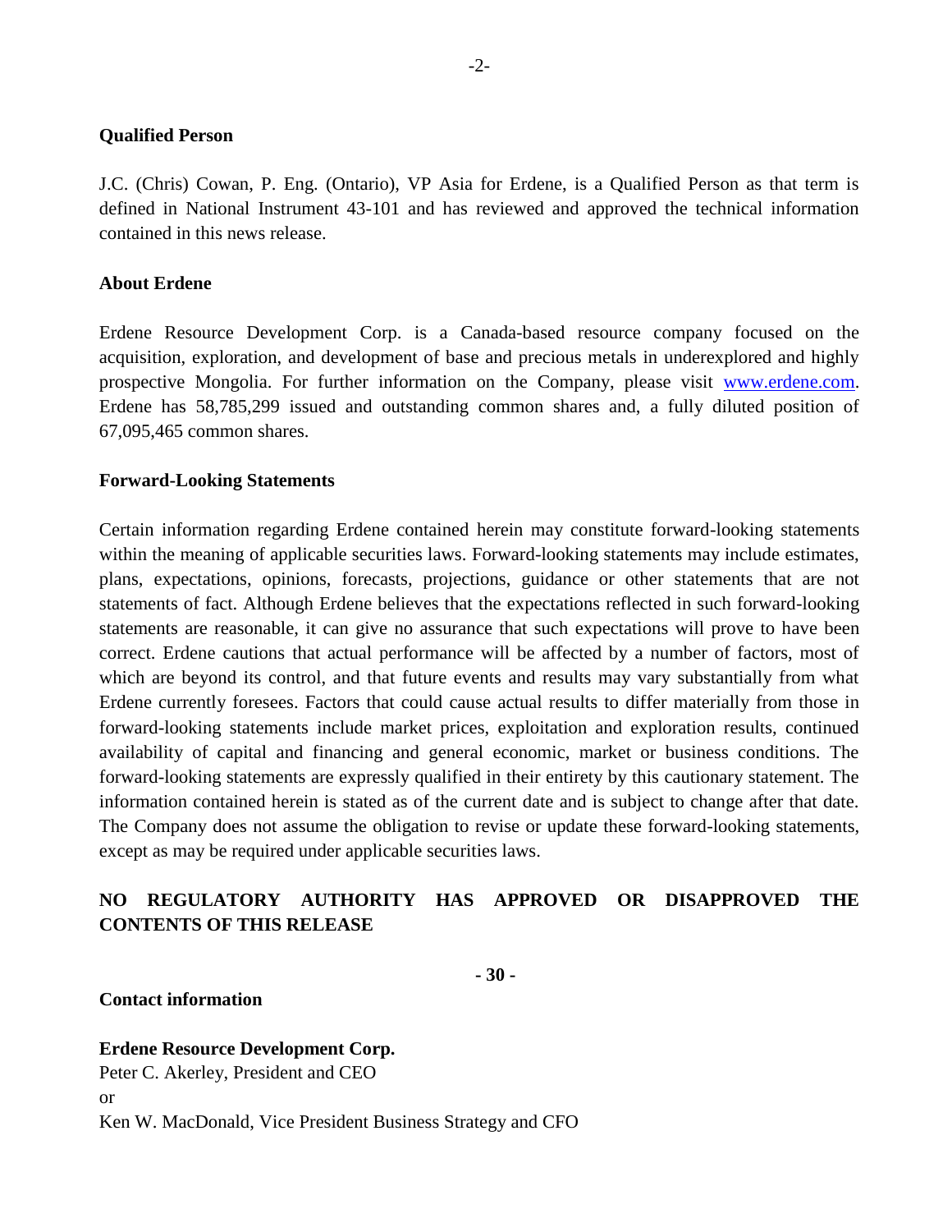**Qualified Person**

J.C. (Chris) Cowan, P. Eng. (Ontario), VP Asia for Erdene, is a Qualified Person as that term is defined in National Instrument 43-101 and has reviewed and approved the technical information contained in this news release.

**About Erdene**

Erdene Resource Development Corp. is a Canada-based resource company focused on the acquisition, exploration, and development of base and precious metals in underexplored and highly prospective Mongolia. For further information on the Company, please visit www.erdene.com. Erdene has 58,785,299 issued and outstanding common shares and, a fully diluted position of 67,095,465 common shares.

**Forward-Looking Statements**

Certain information regarding Erdene contained herein may constitute forward-looking statements within the meaning of applicable securities laws. Forward-looking statements may include estimates, plans, expectations, opinions, forecasts, projections, guidance or other statements that are not statements of fact. Although Erdene believes that the expectations reflected in such forward-looking statements are reasonable, it can give no assurance that such expectations will prove to have been correct. Erdene cautions that actual performance will be affected by a number of factors, most of which are beyond its control, and that future events and results may vary substantially from what Erdene currently foresees. Factors that could cause actual results to differ materially from those in forward-looking statements include market prices, exploitation and exploration results, continued availability of capital and financing and general economic, market or business conditions. The forward-looking statements are expressly qualified in their entirety by this cautionary statement. The information contained herein is stated as of the current date and is subject to change after that date. The Company does not assume the obligation to revise or update these forward-looking statements, except as may be required under applicable securities laws.

**NO REGULATORY AUTHORITY HAS APPROVED OR DISAPPROVED THE CONTENTS OF THIS RELEASE**

**- 30 -**

**Contact information**

**Erdene Resource Development Corp.**
Peter C. Akerley, President and CEO
or
Ken W. MacDonald, Vice President Business Strategy and CFO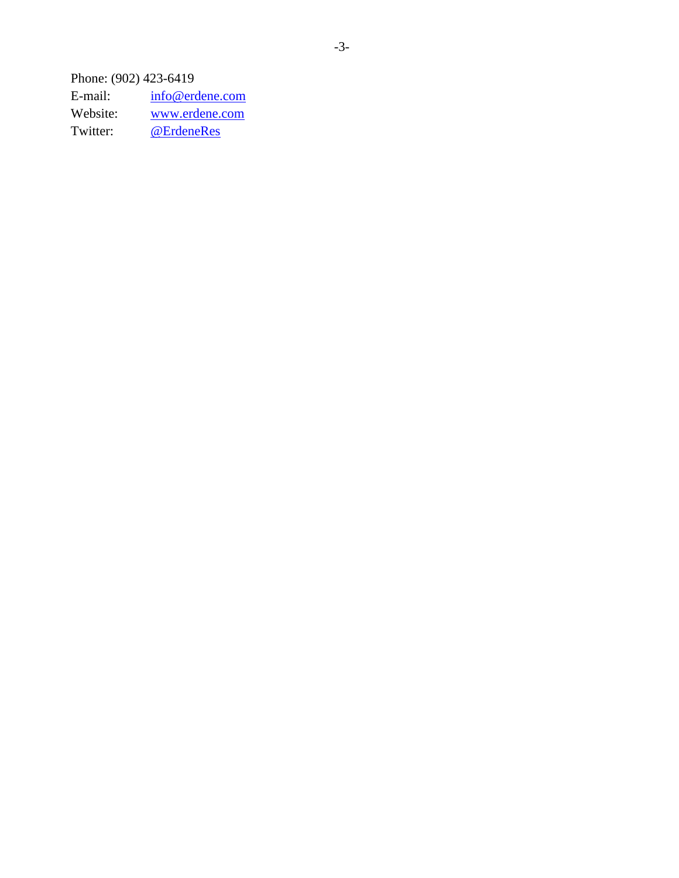Phone: (902) 423-6419  
E-mail: info@erdene.com  
Website: www.erdene.com  
Twitter: @ErdeneRes